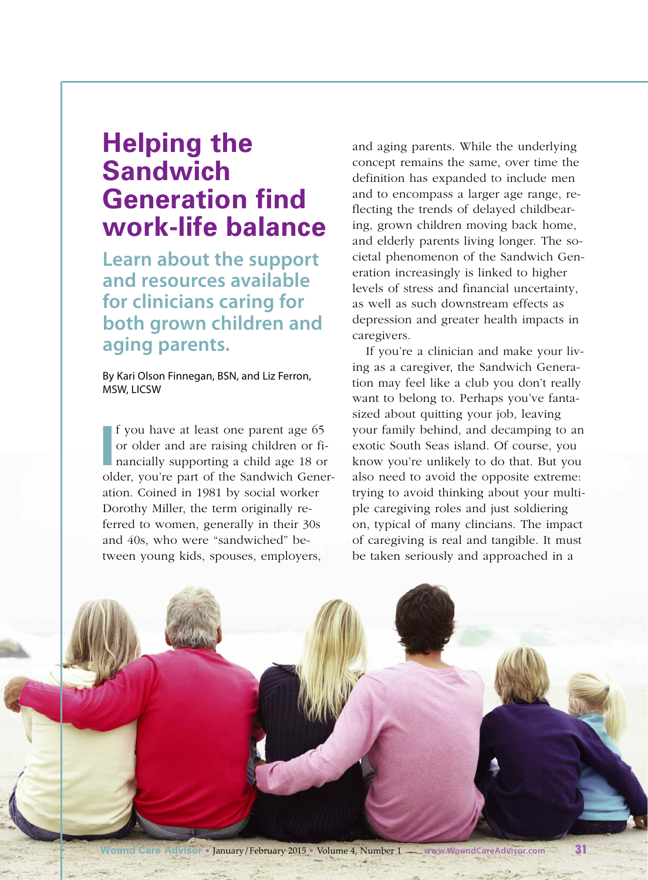# Helping the Sandwich Generation find work-life balance

## Learn about the support and resources available for clinicians caring for both grown children and aging parents.

By Kari Olson Finnegan, BSN, and Liz Ferron, MSW, LICSW

If you have at least one parent age 65 or older and are raising children or financially supporting a child age 18 or older, you're part of the Sandwich Generation. Coined in 1981 by social worker Dorothy Miller, the term originally referred to women, generally in their 30s and 40s, who were "sandwiched" between young kids, spouses, employers, and aging parents. While the underlying concept remains the same, over time the definition has expanded to include men and to encompass a larger age range, reflecting the trends of delayed childbearing, grown children moving back home, and elderly parents living longer. The societal phenomenon of the Sandwich Generation increasingly is linked to higher levels of stress and financial uncertainty, as well as such downstream effects as depression and greater health impacts in caregivers.

If you're a clinician and make your living as a caregiver, the Sandwich Generation may feel like a club you don't really want to belong to. Perhaps you've fantasized about quitting your job, leaving your family behind, and decamping to an exotic South Seas island. Of course, you know you're unlikely to do that. But you also need to avoid the opposite extreme: trying to avoid thinking about your multiple caregiving roles and just soldiering on, typical of many clincians. The impact of caregiving is real and tangible. It must be taken seriously and approached in a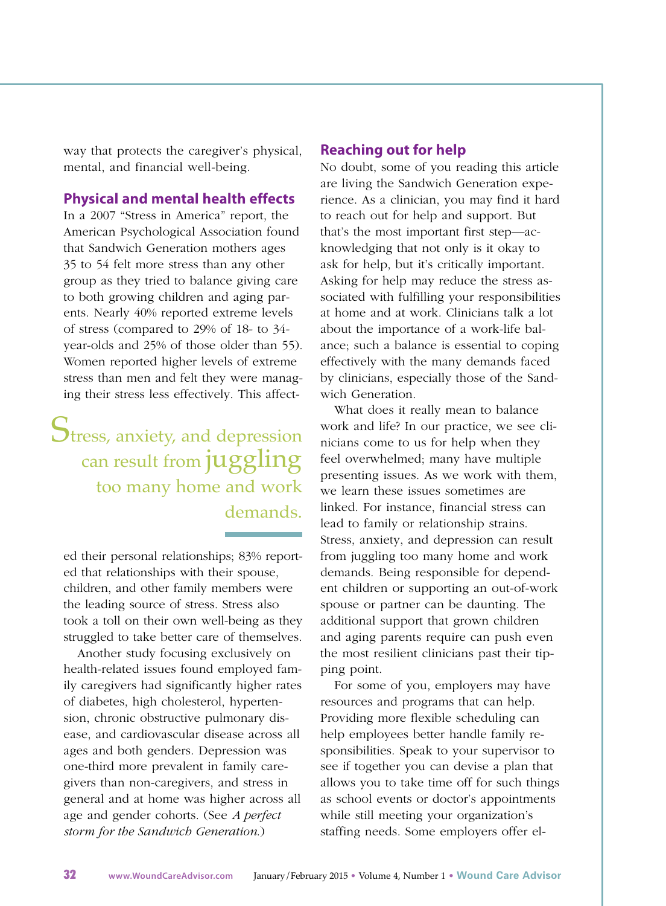way that protects the caregiver's physical, mental, and financial well-being.

## Physical and mental health effects

In a 2007 "Stress in America" report, the American Psychological Association found that Sandwich Generation mothers ages 35 to 54 felt more stress than any other group as they tried to balance giving care to both growing children and aging parents. Nearly 40% reported extreme levels of stress (compared to 29% of 18- to 34-year-olds and 25% of those older than 55). Women reported higher levels of extreme stress than men and felt they were managing their stress less effectively. This affected their personal relationships; 83% reported that relationships with their spouse, children, and other family members were the leading source of stress. Stress also took a toll on their own well-being as they struggled to take better care of themselves.

> Stress, anxiety, and depression can result from juggling too many home and work demands.

Another study focusing exclusively on health-related issues found employed family caregivers had significantly higher rates of diabetes, high cholesterol, hypertension, chronic obstructive pulmonary disease, and cardiovascular disease across all ages and both genders. Depression was one-third more prevalent in family caregivers than non-caregivers, and stress in general and at home was higher across all age and gender cohorts. (See *A perfect storm for the Sandwich Generation.*)

## Reaching out for help

No doubt, some of you reading this article are living the Sandwich Generation experience. As a clinician, you may find it hard to reach out for help and support. But that's the most important first step—acknowledging that not only is it okay to ask for help, but it's critically important. Asking for help may reduce the stress associated with fulfilling your responsibilities at home and at work. Clinicians talk a lot about the importance of a work-life balance; such a balance is essential to coping effectively with the many demands faced by clinicians, especially those of the Sandwich Generation.

What does it really mean to balance work and life? In our practice, we see clinicians come to us for help when they feel overwhelmed; many have multiple presenting issues. As we work with them, we learn these issues sometimes are linked. For instance, financial stress can lead to family or relationship strains. Stress, anxiety, and depression can result from juggling too many home and work demands. Being responsible for dependent children or supporting an out-of-work spouse or partner can be daunting. The additional support that grown children and aging parents require can push even the most resilient clinicians past their tipping point.

For some of you, employers may have resources and programs that can help. Providing more flexible scheduling can help employees better handle family responsibilities. Speak to your supervisor to see if together you can devise a plan that allows you to take time off for such things as school events or doctor's appointments while still meeting your organization's staffing needs. Some employers offer el-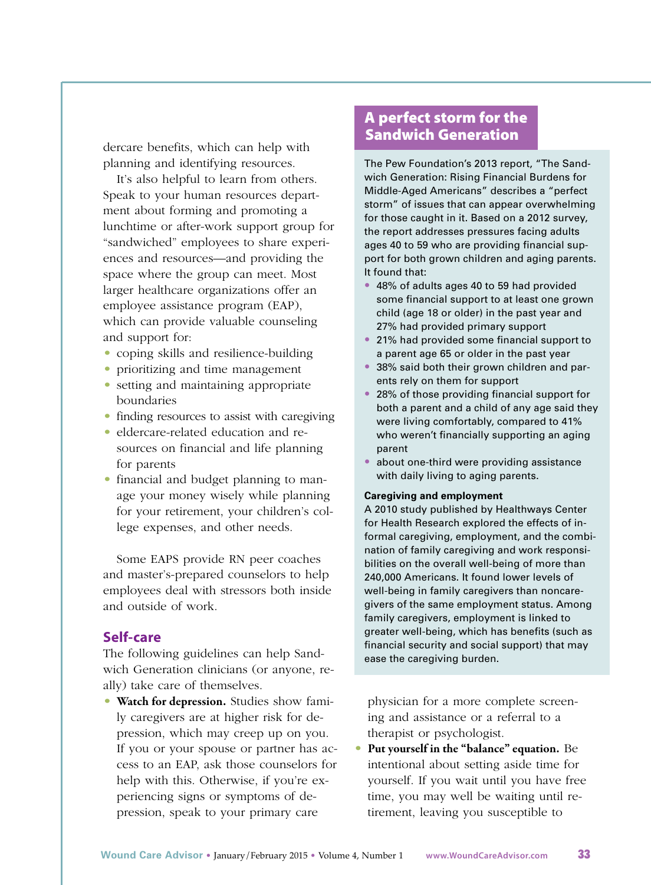dercare benefits, which can help with planning and identifying resources.

It's also helpful to learn from others. Speak to your human resources department about forming and promoting a lunchtime or after-work support group for "sandwiched" employees to share experiences and resources—and providing the space where the group can meet. Most larger healthcare organizations offer an employee assistance program (EAP), which can provide valuable counseling and support for:

- coping skills and resilience-building
- prioritizing and time management
- setting and maintaining appropriate boundaries
- finding resources to assist with caregiving
- eldercare-related education and resources on financial and life planning for parents
- financial and budget planning to manage your money wisely while planning for your retirement, your children's college expenses, and other needs.

Some EAPS provide RN peer coaches and master's-prepared counselors to help employees deal with stressors both inside and outside of work.

## Self-care

The following guidelines can help Sandwich Generation clinicians (or anyone, really) take care of themselves.

- **Watch for depression.** Studies show family caregivers are at higher risk for depression, which may creep up on you. If you or your spouse or partner has access to an EAP, ask those counselors for help with this. Otherwise, if you're experiencing signs or symptoms of depression, speak to your primary care physician for a more complete screening and assistance or a referral to a therapist or psychologist.
- **Put yourself in the "balance" equation.** Be intentional about setting aside time for yourself. If you wait until you have free time, you may well be waiting until retirement, leaving you susceptible to

## A perfect storm for the Sandwich Generation

The Pew Foundation's 2013 report, "The Sandwich Generation: Rising Financial Burdens for Middle-Aged Americans" describes a "perfect storm" of issues that can appear overwhelming for those caught in it. Based on a 2012 survey, the report addresses pressures facing adults ages 40 to 59 who are providing financial support for both grown children and aging parents. It found that:

- 48% of adults ages 40 to 59 had provided some financial support to at least one grown child (age 18 or older) in the past year and 27% had provided primary support
- 21% had provided some financial support to a parent age 65 or older in the past year
- 38% said both their grown children and parents rely on them for support
- 28% of those providing financial support for both a parent and a child of any age said they were living comfortably, compared to 41% who weren't financially supporting an aging parent
- about one-third were providing assistance with daily living to aging parents.

**Caregiving and employment**

A 2010 study published by Healthways Center for Health Research explored the effects of informal caregiving, employment, and the combination of family caregiving and work responsibilities on the overall well-being of more than 240,000 Americans. It found lower levels of well-being in family caregivers than noncaregivers of the same employment status. Among family caregivers, employment is linked to greater well-being, which has benefits (such as financial security and social support) that may ease the caregiving burden.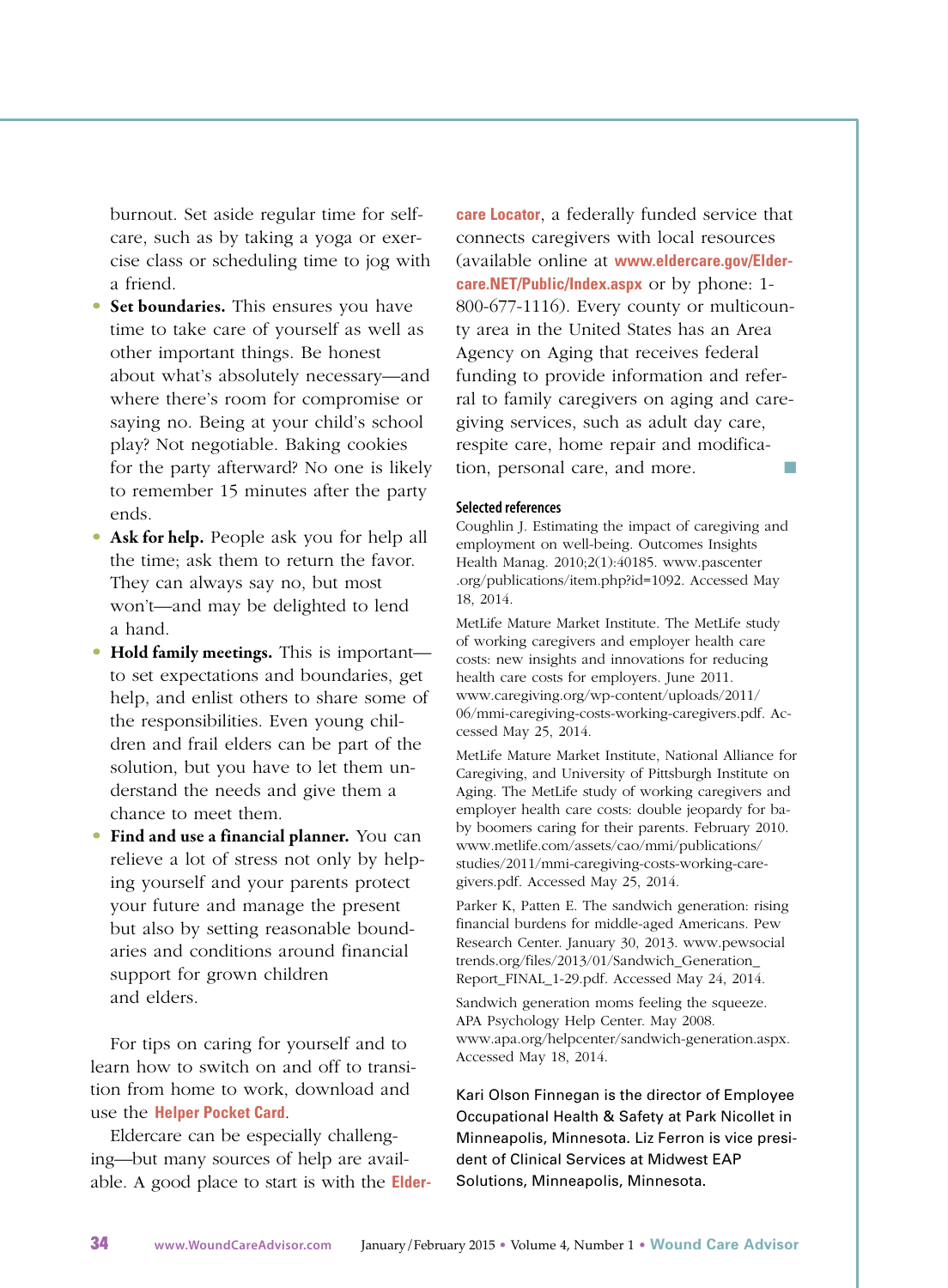burnout. Set aside regular time for self-care, such as by taking a yoga or exercise class or scheduling time to jog with a friend.

- **Set boundaries.** This ensures you have time to take care of yourself as well as other important things. Be honest about what's absolutely necessary—and where there's room for compromise or saying no. Being at your child's school play? Not negotiable. Baking cookies for the party afterward? No one is likely to remember 15 minutes after the party ends.
- **Ask for help.** People ask you for help all the time; ask them to return the favor. They can always say no, but most won't—and may be delighted to lend a hand.
- **Hold family meetings.** This is important—to set expectations and boundaries, get help, and enlist others to share some of the responsibilities. Even young children and frail elders can be part of the solution, but you have to let them understand the needs and give them a chance to meet them.
- **Find and use a financial planner.** You can relieve a lot of stress not only by helping yourself and your parents protect your future and manage the present but also by setting reasonable boundaries and conditions around financial support for grown children and elders.

For tips on caring for yourself and to learn how to switch on and off to transition from home to work, download and use the **Helper Pocket Card**.

Eldercare can be especially challenging—but many sources of help are available. A good place to start is with the **Eldercare Locator**, a federally funded service that connects caregivers with local resources (available online at **www.eldercare.gov/Eldercare.NET/Public/Index.aspx** or by phone: 1-800-677-1116). Every county or multicounty area in the United States has an Area Agency on Aging that receives federal funding to provide information and referral to family caregivers on aging and caregiving services, such as adult day care, respite care, home repair and modification, personal care, and more. ■

### Selected references

Coughlin J. Estimating the impact of caregiving and employment on well-being. Outcomes Insights Health Manag. 2010;2(1):40185. www.pascenter.org/publications/item.php?id=1092. Accessed May 18, 2014.

MetLife Mature Market Institute. The MetLife study of working caregivers and employer health care costs: new insights and innovations for reducing health care costs for employers. June 2011. www.caregiving.org/wp-content/uploads/2011/06/mmi-caregiving-costs-working-caregivers.pdf. Accessed May 25, 2014.

MetLife Mature Market Institute, National Alliance for Caregiving, and University of Pittsburgh Institute on Aging. The MetLife study of working caregivers and employer health care costs: double jeopardy for baby boomers caring for their parents. February 2010. www.metlife.com/assets/cao/mmi/publications/studies/2011/mmi-caregiving-costs-working-caregivers.pdf. Accessed May 25, 2014.

Parker K, Patten E. The sandwich generation: rising financial burdens for middle-aged Americans. Pew Research Center. January 30, 2013. www.pewsocialtrends.org/files/2013/01/Sandwich_Generation_Report_FINAL_1-29.pdf. Accessed May 24, 2014.

Sandwich generation moms feeling the squeeze. APA Psychology Help Center. May 2008. www.apa.org/helpcenter/sandwich-generation.aspx. Accessed May 18, 2014.

Kari Olson Finnegan is the director of Employee Occupational Health & Safety at Park Nicollet in Minneapolis, Minnesota. Liz Ferron is vice president of Clinical Services at Midwest EAP Solutions, Minneapolis, Minnesota.